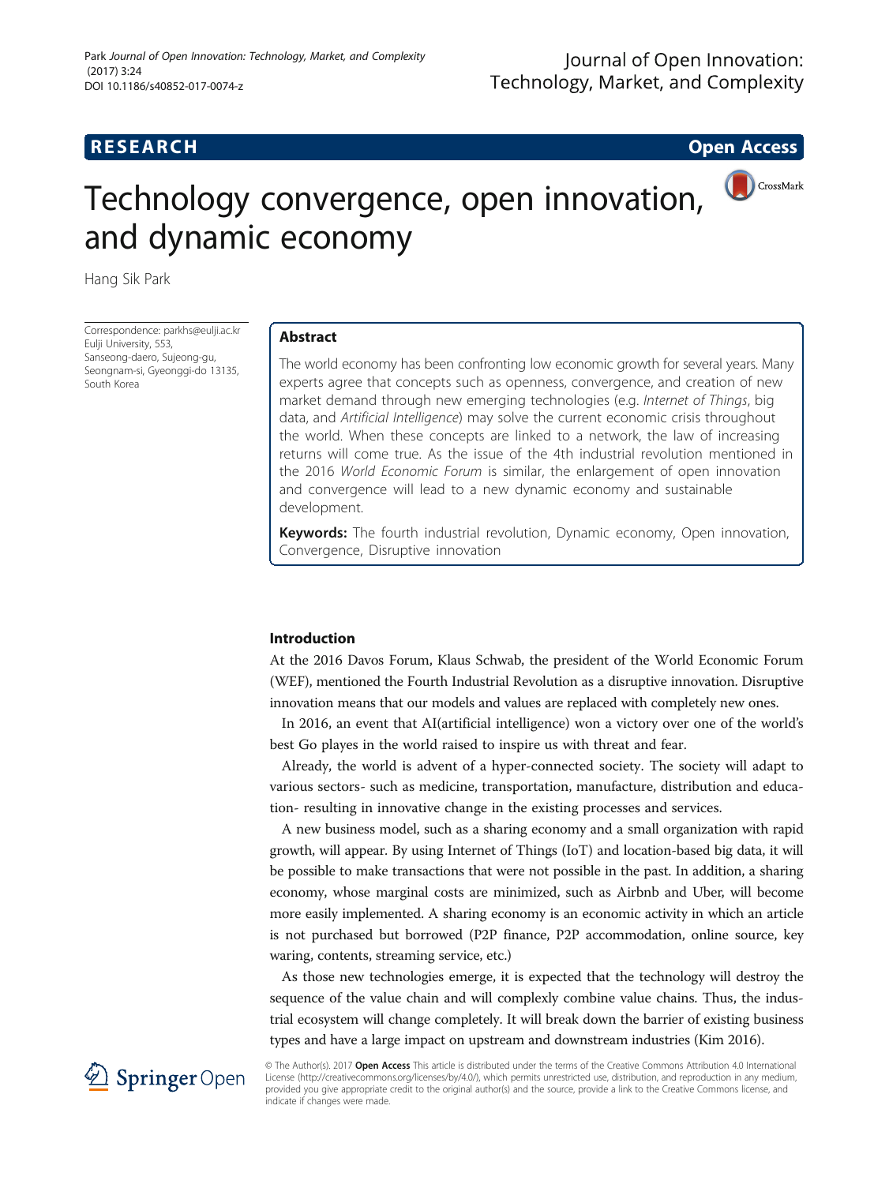**RESEARCH** **Open Access**

# Technology convergence, open innovation, and dynamic economy

Hang Sik Park

Correspondence: parkhs@eulji.ac.kr
Eulji University, 553, Sanseong-daero, Sujeong-gu, Seongnam-si, Gyeonggi-do 13135, South Korea

## Abstract

The world economy has been confronting low economic growth for several years. Many experts agree that concepts such as openness, convergence, and creation of new market demand through new emerging technologies (e.g. *Internet of Things*, big data, and *Artificial Intelligence*) may solve the current economic crisis throughout the world. When these concepts are linked to a network, the law of increasing returns will come true. As the issue of the 4th industrial revolution mentioned in the 2016 *World Economic Forum* is similar, the enlargement of open innovation and convergence will lead to a new dynamic economy and sustainable development.

**Keywords:** The fourth industrial revolution, Dynamic economy, Open innovation, Convergence, Disruptive innovation

## Introduction

At the 2016 Davos Forum, Klaus Schwab, the president of the World Economic Forum (WEF), mentioned the Fourth Industrial Revolution as a disruptive innovation. Disruptive innovation means that our models and values are replaced with completely new ones.

In 2016, an event that AI(artificial intelligence) won a victory over one of the world's best Go playes in the world raised to inspire us with threat and fear.

Already, the world is advent of a hyper-connected society. The society will adapt to various sectors- such as medicine, transportation, manufacture, distribution and education- resulting in innovative change in the existing processes and services.

A new business model, such as a sharing economy and a small organization with rapid growth, will appear. By using Internet of Things (IoT) and location-based big data, it will be possible to make transactions that were not possible in the past. In addition, a sharing economy, whose marginal costs are minimized, such as Airbnb and Uber, will become more easily implemented. A sharing economy is an economic activity in which an article is not purchased but borrowed (P2P finance, P2P accommodation, online source, key waring, contents, streaming service, etc.)

As those new technologies emerge, it is expected that the technology will destroy the sequence of the value chain and will complexly combine value chains. Thus, the industrial ecosystem will change completely. It will break down the barrier of existing business types and have a large impact on upstream and downstream industries (Kim 2016).

© The Author(s). 2017 **Open Access** This article is distributed under the terms of the Creative Commons Attribution 4.0 International License (http://creativecommons.org/licenses/by/4.0/), which permits unrestricted use, distribution, and reproduction in any medium, provided you give appropriate credit to the original author(s) and the source, provide a link to the Creative Commons license, and indicate if changes were made.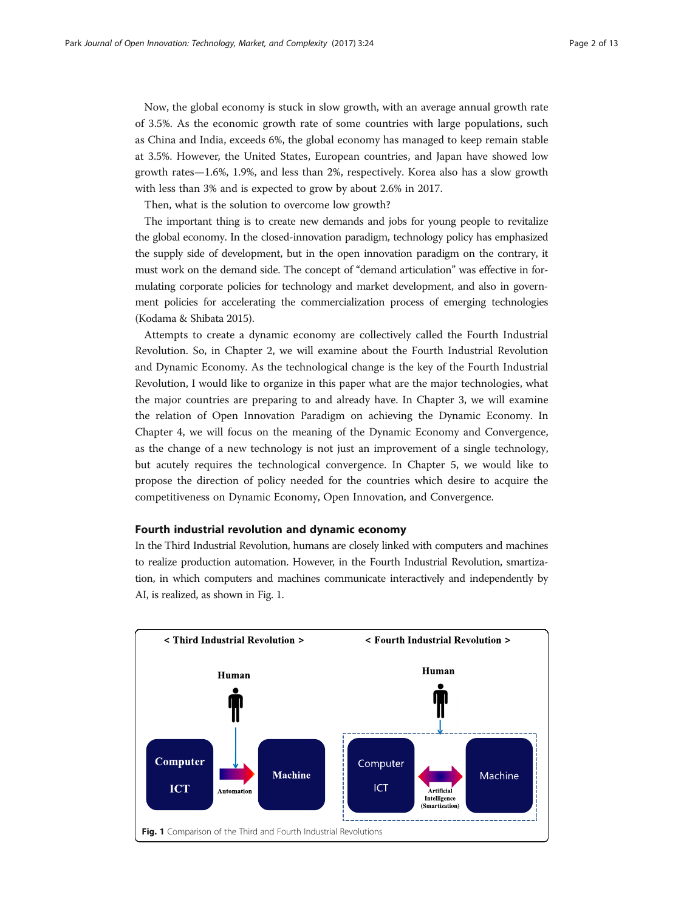Now, the global economy is stuck in slow growth, with an average annual growth rate of 3.5%. As the economic growth rate of some countries with large populations, such as China and India, exceeds 6%, the global economy has managed to keep remain stable at 3.5%. However, the United States, European countries, and Japan have showed low growth rates—1.6%, 1.9%, and less than 2%, respectively. Korea also has a slow growth with less than 3% and is expected to grow by about 2.6% in 2017.

Then, what is the solution to overcome low growth?

The important thing is to create new demands and jobs for young people to revitalize the global economy. In the closed-innovation paradigm, technology policy has emphasized the supply side of development, but in the open innovation paradigm on the contrary, it must work on the demand side. The concept of "demand articulation" was effective in formulating corporate policies for technology and market development, and also in government policies for accelerating the commercialization process of emerging technologies (Kodama & Shibata 2015).

Attempts to create a dynamic economy are collectively called the Fourth Industrial Revolution. So, in Chapter 2, we will examine about the Fourth Industrial Revolution and Dynamic Economy. As the technological change is the key of the Fourth Industrial Revolution, I would like to organize in this paper what are the major technologies, what the major countries are preparing to and already have. In Chapter 3, we will examine the relation of Open Innovation Paradigm on achieving the Dynamic Economy. In Chapter 4, we will focus on the meaning of the Dynamic Economy and Convergence, as the change of a new technology is not just an improvement of a single technology, but acutely requires the technological convergence. In Chapter 5, we would like to propose the direction of policy needed for the countries which desire to acquire the competitiveness on Dynamic Economy, Open Innovation, and Convergence.

## Fourth industrial revolution and dynamic economy

In the Third Industrial Revolution, humans are closely linked with computers and machines to realize production automation. However, in the Fourth Industrial Revolution, smartization, in which computers and machines communicate interactively and independently by AI, is realized, as shown in Fig. 1.

**Fig. 1** Comparison of the Third and Fourth Industrial Revolutions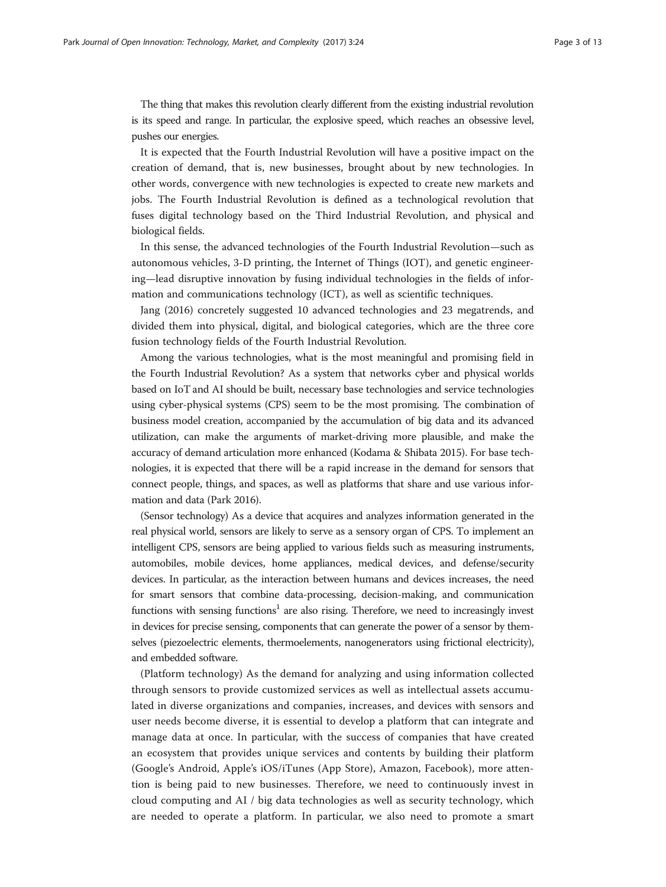The thing that makes this revolution clearly different from the existing industrial revolution is its speed and range. In particular, the explosive speed, which reaches an obsessive level, pushes our energies.

It is expected that the Fourth Industrial Revolution will have a positive impact on the creation of demand, that is, new businesses, brought about by new technologies. In other words, convergence with new technologies is expected to create new markets and jobs. The Fourth Industrial Revolution is defined as a technological revolution that fuses digital technology based on the Third Industrial Revolution, and physical and biological fields.

In this sense, the advanced technologies of the Fourth Industrial Revolution—such as autonomous vehicles, 3-D printing, the Internet of Things (IOT), and genetic engineering—lead disruptive innovation by fusing individual technologies in the fields of information and communications technology (ICT), as well as scientific techniques.

Jang (2016) concretely suggested 10 advanced technologies and 23 megatrends, and divided them into physical, digital, and biological categories, which are the three core fusion technology fields of the Fourth Industrial Revolution.

Among the various technologies, what is the most meaningful and promising field in the Fourth Industrial Revolution? As a system that networks cyber and physical worlds based on IoT and AI should be built, necessary base technologies and service technologies using cyber-physical systems (CPS) seem to be the most promising. The combination of business model creation, accompanied by the accumulation of big data and its advanced utilization, can make the arguments of market-driving more plausible, and make the accuracy of demand articulation more enhanced (Kodama & Shibata 2015). For base technologies, it is expected that there will be a rapid increase in the demand for sensors that connect people, things, and spaces, as well as platforms that share and use various information and data (Park 2016).

(Sensor technology) As a device that acquires and analyzes information generated in the real physical world, sensors are likely to serve as a sensory organ of CPS. To implement an intelligent CPS, sensors are being applied to various fields such as measuring instruments, automobiles, mobile devices, home appliances, medical devices, and defense/security devices. In particular, as the interaction between humans and devices increases, the need for smart sensors that combine data-processing, decision-making, and communication functions with sensing functions[1] are also rising. Therefore, we need to increasingly invest in devices for precise sensing, components that can generate the power of a sensor by themselves (piezoelectric elements, thermoelements, nanogenerators using frictional electricity), and embedded software.

(Platform technology) As the demand for analyzing and using information collected through sensors to provide customized services as well as intellectual assets accumulated in diverse organizations and companies, increases, and devices with sensors and user needs become diverse, it is essential to develop a platform that can integrate and manage data at once. In particular, with the success of companies that have created an ecosystem that provides unique services and contents by building their platform (Google's Android, Apple's iOS/iTunes (App Store), Amazon, Facebook), more attention is being paid to new businesses. Therefore, we need to continuously invest in cloud computing and AI / big data technologies as well as security technology, which are needed to operate a platform. In particular, we also need to promote a smart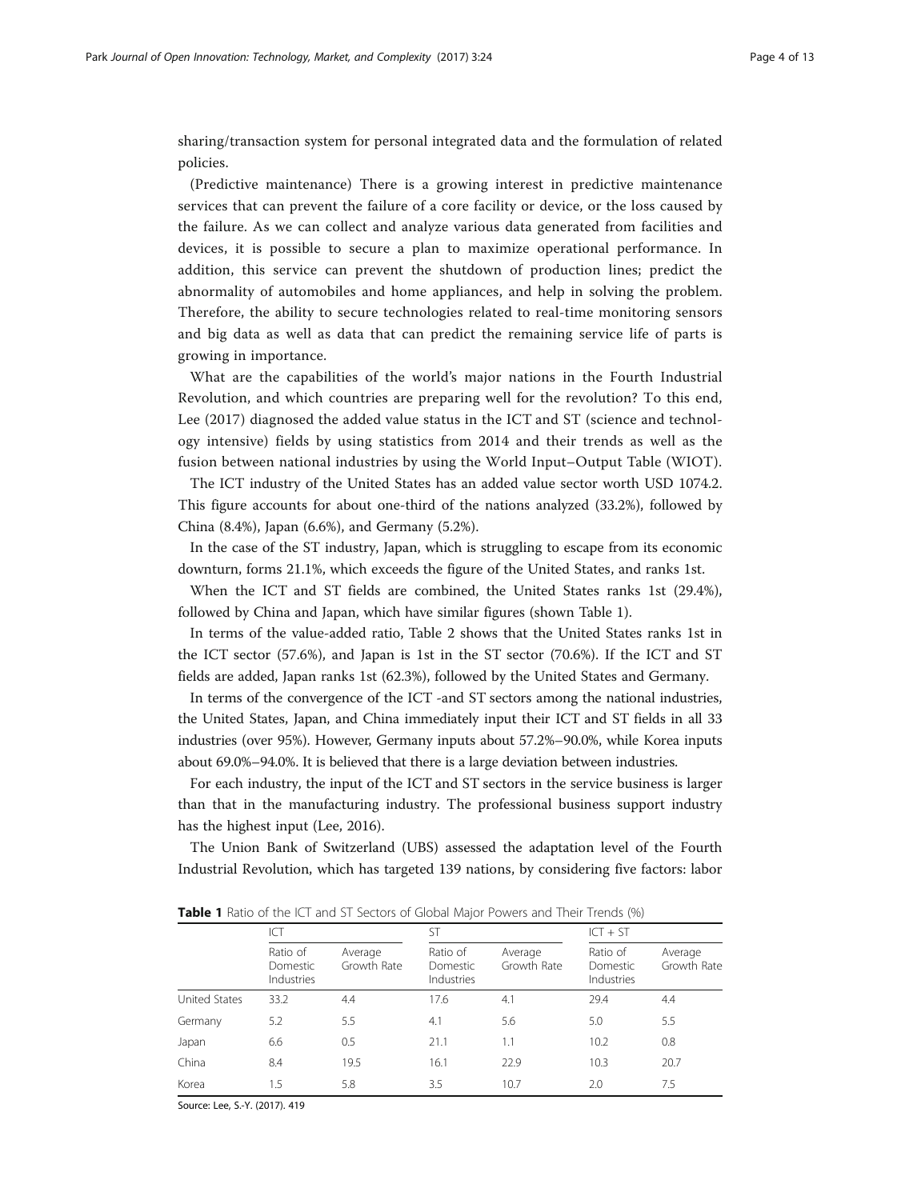sharing/transaction system for personal integrated data and the formulation of related policies.

(Predictive maintenance) There is a growing interest in predictive maintenance services that can prevent the failure of a core facility or device, or the loss caused by the failure. As we can collect and analyze various data generated from facilities and devices, it is possible to secure a plan to maximize operational performance. In addition, this service can prevent the shutdown of production lines; predict the abnormality of automobiles and home appliances, and help in solving the problem. Therefore, the ability to secure technologies related to real-time monitoring sensors and big data as well as data that can predict the remaining service life of parts is growing in importance.

What are the capabilities of the world's major nations in the Fourth Industrial Revolution, and which countries are preparing well for the revolution? To this end, Lee (2017) diagnosed the added value status in the ICT and ST (science and technology intensive) fields by using statistics from 2014 and their trends as well as the fusion between national industries by using the World Input–Output Table (WIOT).

The ICT industry of the United States has an added value sector worth USD 1074.2. This figure accounts for about one-third of the nations analyzed (33.2%), followed by China (8.4%), Japan (6.6%), and Germany (5.2%).

In the case of the ST industry, Japan, which is struggling to escape from its economic downturn, forms 21.1%, which exceeds the figure of the United States, and ranks 1st.

When the ICT and ST fields are combined, the United States ranks 1st (29.4%), followed by China and Japan, which have similar figures (shown Table 1).

In terms of the value-added ratio, Table 2 shows that the United States ranks 1st in the ICT sector (57.6%), and Japan is 1st in the ST sector (70.6%). If the ICT and ST fields are added, Japan ranks 1st (62.3%), followed by the United States and Germany.

In terms of the convergence of the ICT -and ST sectors among the national industries, the United States, Japan, and China immediately input their ICT and ST fields in all 33 industries (over 95%). However, Germany inputs about 57.2%–90.0%, while Korea inputs about 69.0%–94.0%. It is believed that there is a large deviation between industries.

For each industry, the input of the ICT and ST sectors in the service business is larger than that in the manufacturing industry. The professional business support industry has the highest input (Lee, 2016).

The Union Bank of Switzerland (UBS) assessed the adaptation level of the Fourth Industrial Revolution, which has targeted 139 nations, by considering five factors: labor

**Table 1** Ratio of the ICT and ST Sectors of Global Major Powers and Their Trends (%)

| | ICT | | ST | | ICT + ST | |
|---|---|---|---|---|---|---|
| | Ratio of Domestic Industries | Average Growth Rate | Ratio of Domestic Industries | Average Growth Rate | Ratio of Domestic Industries | Average Growth Rate |
| United States | 33.2 | 4.4 | 17.6 | 4.1 | 29.4 | 4.4 |
| Germany | 5.2 | 5.5 | 4.1 | 5.6 | 5.0 | 5.5 |
| Japan | 6.6 | 0.5 | 21.1 | 1.1 | 10.2 | 0.8 |
| China | 8.4 | 19.5 | 16.1 | 22.9 | 10.3 | 20.7 |
| Korea | 1.5 | 5.8 | 3.5 | 10.7 | 2.0 | 7.5 |

Source: Lee, S.-Y. (2017). 419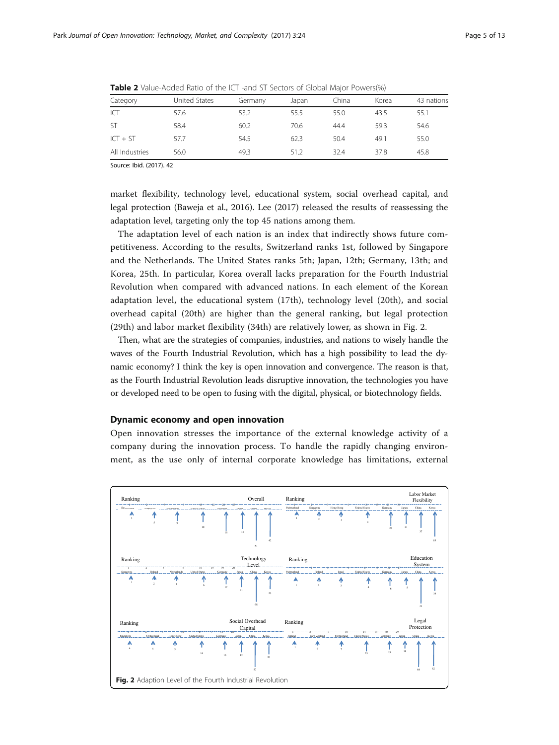**Table 2** Value-Added Ratio of the ICT -and ST Sectors of Global Major Powers(%)

| Category | United States | Germany | Japan | China | Korea | 43 nations |
|---|---|---|---|---|---|---|
| ICT | 57.6 | 53.2 | 55.5 | 55.0 | 43.5 | 55.1 |
| ST | 58.4 | 60.2 | 70.6 | 44.4 | 59.3 | 54.6 |
| ICT + ST | 57.7 | 54.5 | 62.3 | 50.4 | 49.1 | 55.0 |
| All Industries | 56.0 | 49.3 | 51.2 | 32.4 | 37.8 | 45.8 |

Source: Ibid. (2017). 42

market flexibility, technology level, educational system, social overhead capital, and legal protection (Baweja et al., 2016). Lee (2017) released the results of reassessing the adaptation level, targeting only the top 45 nations among them.

The adaptation level of each nation is an index that indirectly shows future competitiveness. According to the results, Switzerland ranks 1st, followed by Singapore and the Netherlands. The United States ranks 5th; Japan, 12th; Germany, 13th; and Korea, 25th. In particular, Korea overall lacks preparation for the Fourth Industrial Revolution when compared with advanced nations. In each element of the Korean adaptation level, the educational system (17th), technology level (20th), and social overhead capital (20th) are higher than the general ranking, but legal protection (29th) and labor market flexibility (34th) are relatively lower, as shown in Fig. 2.

Then, what are the strategies of companies, industries, and nations to wisely handle the waves of the Fourth Industrial Revolution, which has a high possibility to lead the dynamic economy? I think the key is open innovation and convergence. The reason is that, as the Fourth Industrial Revolution leads disruptive innovation, the technologies you have or developed need to be open to fusing with the digital, physical, or biotechnology fields.

## Dynamic economy and open innovation

Open innovation stresses the importance of the external knowledge activity of a company during the innovation process. To handle the rapidly changing environment, as the use only of internal corporate knowledge has limitations, external

**Fig. 2** Adaption Level of the Fourth Industrial Revolution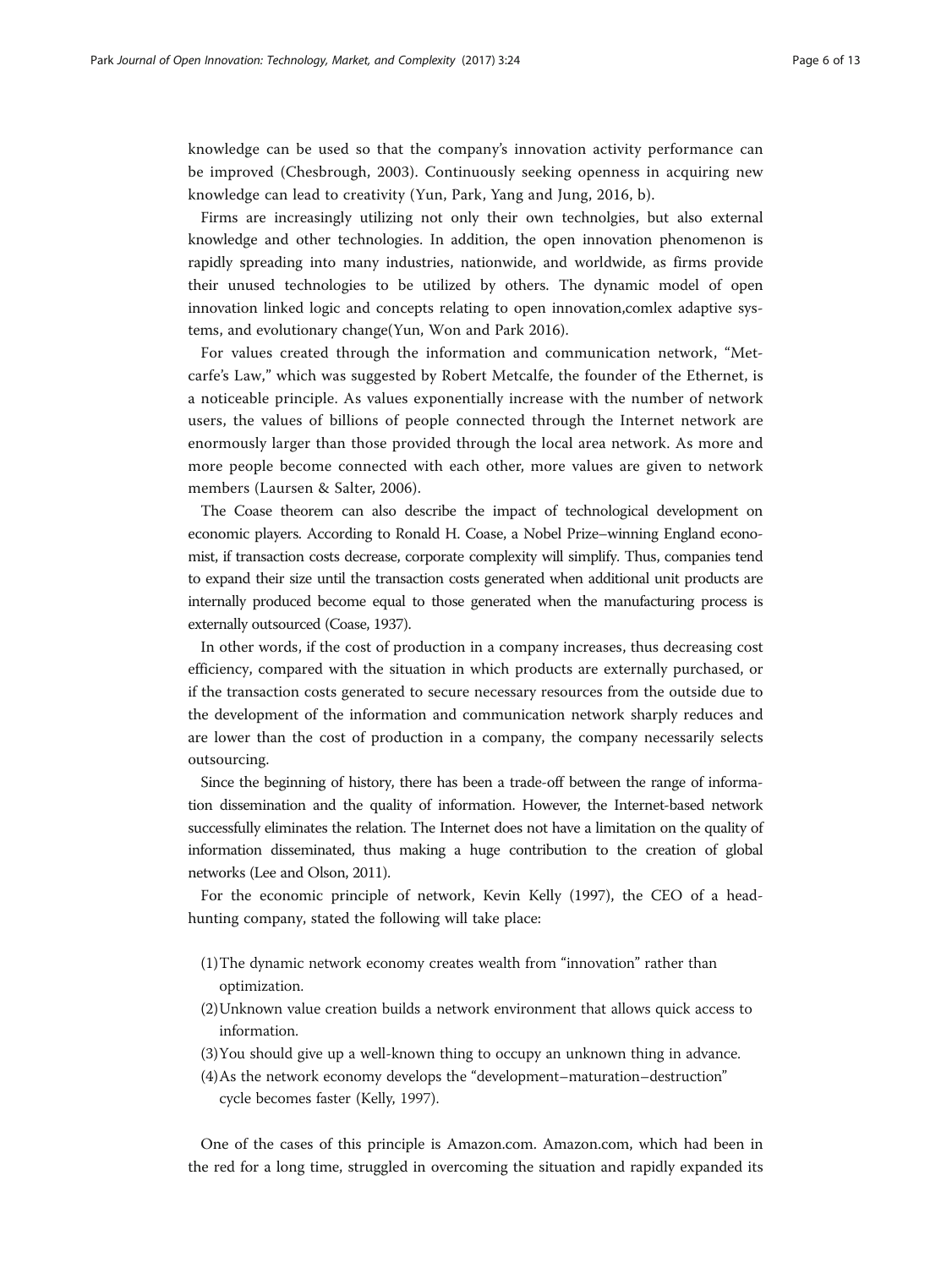knowledge can be used so that the company's innovation activity performance can be improved (Chesbrough, 2003). Continuously seeking openness in acquiring new knowledge can lead to creativity (Yun, Park, Yang and Jung, 2016, b).

Firms are increasingly utilizing not only their own technolgies, but also external knowledge and other technologies. In addition, the open innovation phenomenon is rapidly spreading into many industries, nationwide, and worldwide, as firms provide their unused technologies to be utilized by others. The dynamic model of open innovation linked logic and concepts relating to open innovation,comlex adaptive systems, and evolutionary change(Yun, Won and Park 2016).

For values created through the information and communication network, "Metcarfe's Law," which was suggested by Robert Metcalfe, the founder of the Ethernet, is a noticeable principle. As values exponentially increase with the number of network users, the values of billions of people connected through the Internet network are enormously larger than those provided through the local area network. As more and more people become connected with each other, more values are given to network members (Laursen & Salter, 2006).

The Coase theorem can also describe the impact of technological development on economic players. According to Ronald H. Coase, a Nobel Prize–winning England economist, if transaction costs decrease, corporate complexity will simplify. Thus, companies tend to expand their size until the transaction costs generated when additional unit products are internally produced become equal to those generated when the manufacturing process is externally outsourced (Coase, 1937).

In other words, if the cost of production in a company increases, thus decreasing cost efficiency, compared with the situation in which products are externally purchased, or if the transaction costs generated to secure necessary resources from the outside due to the development of the information and communication network sharply reduces and are lower than the cost of production in a company, the company necessarily selects outsourcing.

Since the beginning of history, there has been a trade-off between the range of information dissemination and the quality of information. However, the Internet-based network successfully eliminates the relation. The Internet does not have a limitation on the quality of information disseminated, thus making a huge contribution to the creation of global networks (Lee and Olson, 2011).

For the economic principle of network, Kevin Kelly (1997), the CEO of a headhunting company, stated the following will take place:

(1) The dynamic network economy creates wealth from "innovation" rather than optimization.
(2) Unknown value creation builds a network environment that allows quick access to information.
(3) You should give up a well-known thing to occupy an unknown thing in advance.
(4) As the network economy develops the "development–maturation–destruction" cycle becomes faster (Kelly, 1997).

One of the cases of this principle is Amazon.com. Amazon.com, which had been in the red for a long time, struggled in overcoming the situation and rapidly expanded its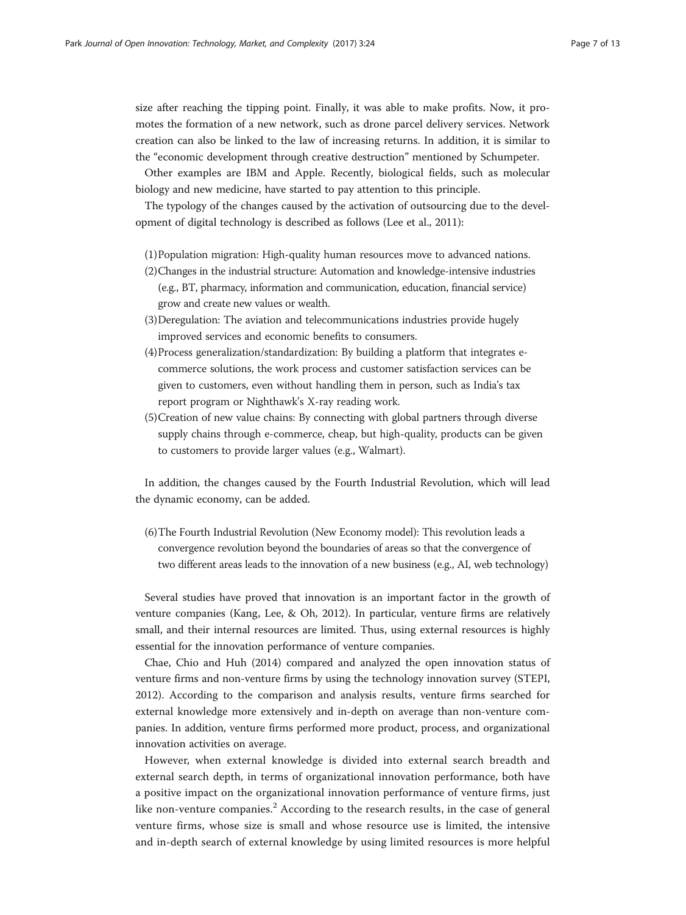size after reaching the tipping point. Finally, it was able to make profits. Now, it promotes the formation of a new network, such as drone parcel delivery services. Network creation can also be linked to the law of increasing returns. In addition, it is similar to the "economic development through creative destruction" mentioned by Schumpeter.

Other examples are IBM and Apple. Recently, biological fields, such as molecular biology and new medicine, have started to pay attention to this principle.

The typology of the changes caused by the activation of outsourcing due to the development of digital technology is described as follows (Lee et al., 2011):

(1) Population migration: High-quality human resources move to advanced nations.
(2) Changes in the industrial structure: Automation and knowledge-intensive industries (e.g., BT, pharmacy, information and communication, education, financial service) grow and create new values or wealth.
(3) Deregulation: The aviation and telecommunications industries provide hugely improved services and economic benefits to consumers.
(4) Process generalization/standardization: By building a platform that integrates e-commerce solutions, the work process and customer satisfaction services can be given to customers, even without handling them in person, such as India's tax report program or Nighthawk's X-ray reading work.
(5) Creation of new value chains: By connecting with global partners through diverse supply chains through e-commerce, cheap, but high-quality, products can be given to customers to provide larger values (e.g., Walmart).

In addition, the changes caused by the Fourth Industrial Revolution, which will lead the dynamic economy, can be added.

(6) The Fourth Industrial Revolution (New Economy model): This revolution leads a convergence revolution beyond the boundaries of areas so that the convergence of two different areas leads to the innovation of a new business (e.g., AI, web technology)

Several studies have proved that innovation is an important factor in the growth of venture companies (Kang, Lee, & Oh, 2012). In particular, venture firms are relatively small, and their internal resources are limited. Thus, using external resources is highly essential for the innovation performance of venture companies.

Chae, Chio and Huh (2014) compared and analyzed the open innovation status of venture firms and non-venture firms by using the technology innovation survey (STEPI, 2012). According to the comparison and analysis results, venture firms searched for external knowledge more extensively and in-depth on average than non-venture companies. In addition, venture firms performed more product, process, and organizational innovation activities on average.

However, when external knowledge is divided into external search breadth and external search depth, in terms of organizational innovation performance, both have a positive impact on the organizational innovation performance of venture firms, just like non-venture companies.[2] According to the research results, in the case of general venture firms, whose size is small and whose resource use is limited, the intensive and in-depth search of external knowledge by using limited resources is more helpful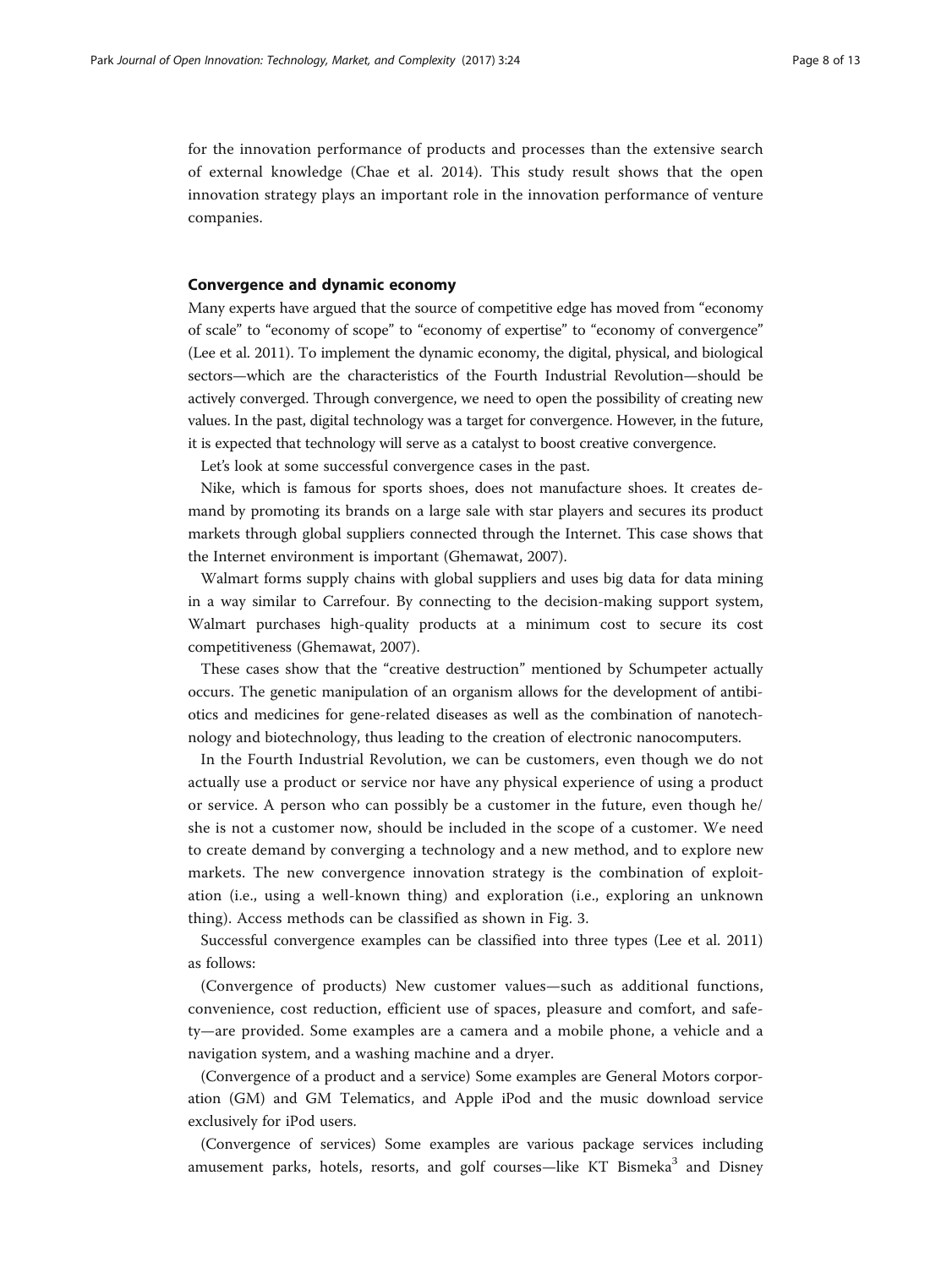for the innovation performance of products and processes than the extensive search of external knowledge (Chae et al. 2014). This study result shows that the open innovation strategy plays an important role in the innovation performance of venture companies.

## Convergence and dynamic economy

Many experts have argued that the source of competitive edge has moved from "economy of scale" to "economy of scope" to "economy of expertise" to "economy of convergence" (Lee et al. 2011). To implement the dynamic economy, the digital, physical, and biological sectors—which are the characteristics of the Fourth Industrial Revolution—should be actively converged. Through convergence, we need to open the possibility of creating new values. In the past, digital technology was a target for convergence. However, in the future, it is expected that technology will serve as a catalyst to boost creative convergence.

Let's look at some successful convergence cases in the past.

Nike, which is famous for sports shoes, does not manufacture shoes. It creates demand by promoting its brands on a large sale with star players and secures its product markets through global suppliers connected through the Internet. This case shows that the Internet environment is important (Ghemawat, 2007).

Walmart forms supply chains with global suppliers and uses big data for data mining in a way similar to Carrefour. By connecting to the decision-making support system, Walmart purchases high-quality products at a minimum cost to secure its cost competitiveness (Ghemawat, 2007).

These cases show that the "creative destruction" mentioned by Schumpeter actually occurs. The genetic manipulation of an organism allows for the development of antibiotics and medicines for gene-related diseases as well as the combination of nanotechnology and biotechnology, thus leading to the creation of electronic nanocomputers.

In the Fourth Industrial Revolution, we can be customers, even though we do not actually use a product or service nor have any physical experience of using a product or service. A person who can possibly be a customer in the future, even though he/she is not a customer now, should be included in the scope of a customer. We need to create demand by converging a technology and a new method, and to explore new markets. The new convergence innovation strategy is the combination of exploitation (i.e., using a well-known thing) and exploration (i.e., exploring an unknown thing). Access methods can be classified as shown in Fig. 3.

Successful convergence examples can be classified into three types (Lee et al. 2011) as follows:

(Convergence of products) New customer values—such as additional functions, convenience, cost reduction, efficient use of spaces, pleasure and comfort, and safety—are provided. Some examples are a camera and a mobile phone, a vehicle and a navigation system, and a washing machine and a dryer.

(Convergence of a product and a service) Some examples are General Motors corporation (GM) and GM Telematics, and Apple iPod and the music download service exclusively for iPod users.

(Convergence of services) Some examples are various package services including amusement parks, hotels, resorts, and golf courses—like KT Bismeka[3] and Disney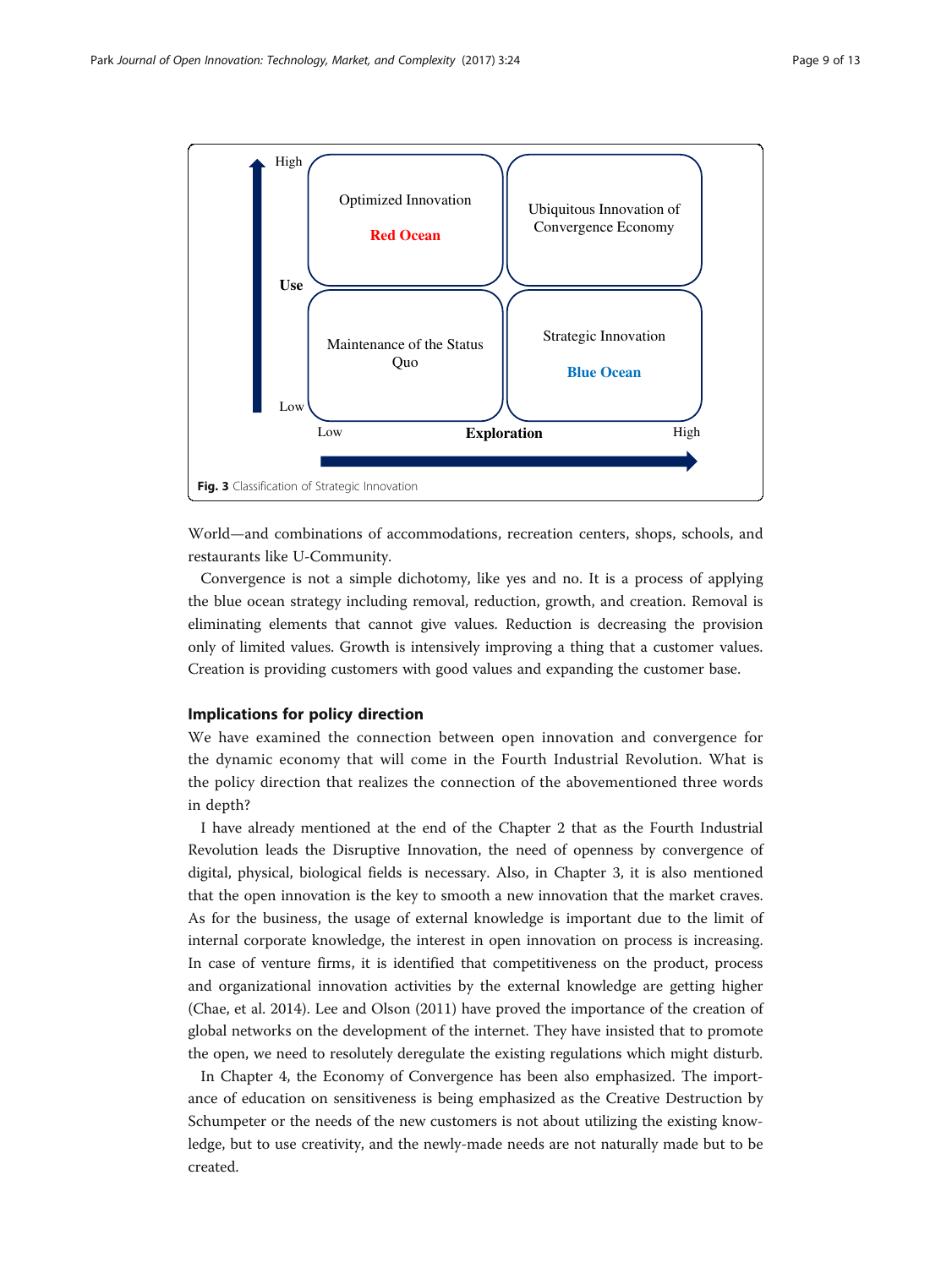| Use | Low Exploration | High Exploration |
|---|---|---|
| High | Optimized Innovation<br>**Red Ocean** | Ubiquitous Innovation of Convergence Economy |
| Low | Maintenance of the Status Quo | Strategic Innovation<br>**Blue Ocean** |

**Fig. 3** Classification of Strategic Innovation

World—and combinations of accommodations, recreation centers, shops, schools, and restaurants like U-Community.

Convergence is not a simple dichotomy, like yes and no. It is a process of applying the blue ocean strategy including removal, reduction, growth, and creation. Removal is eliminating elements that cannot give values. Reduction is decreasing the provision only of limited values. Growth is intensively improving a thing that a customer values. Creation is providing customers with good values and expanding the customer base.

## Implications for policy direction

We have examined the connection between open innovation and convergence for the dynamic economy that will come in the Fourth Industrial Revolution. What is the policy direction that realizes the connection of the abovementioned three words in depth?

I have already mentioned at the end of the Chapter 2 that as the Fourth Industrial Revolution leads the Disruptive Innovation, the need of openness by convergence of digital, physical, biological fields is necessary. Also, in Chapter 3, it is also mentioned that the open innovation is the key to smooth a new innovation that the market craves. As for the business, the usage of external knowledge is important due to the limit of internal corporate knowledge, the interest in open innovation on process is increasing. In case of venture firms, it is identified that competitiveness on the product, process and organizational innovation activities by the external knowledge are getting higher (Chae, et al. 2014). Lee and Olson (2011) have proved the importance of the creation of global networks on the development of the internet. They have insisted that to promote the open, we need to resolutely deregulate the existing regulations which might disturb.

In Chapter 4, the Economy of Convergence has been also emphasized. The importance of education on sensitiveness is being emphasized as the Creative Destruction by Schumpeter or the needs of the new customers is not about utilizing the existing knowledge, but to use creativity, and the newly-made needs are not naturally made but to be created.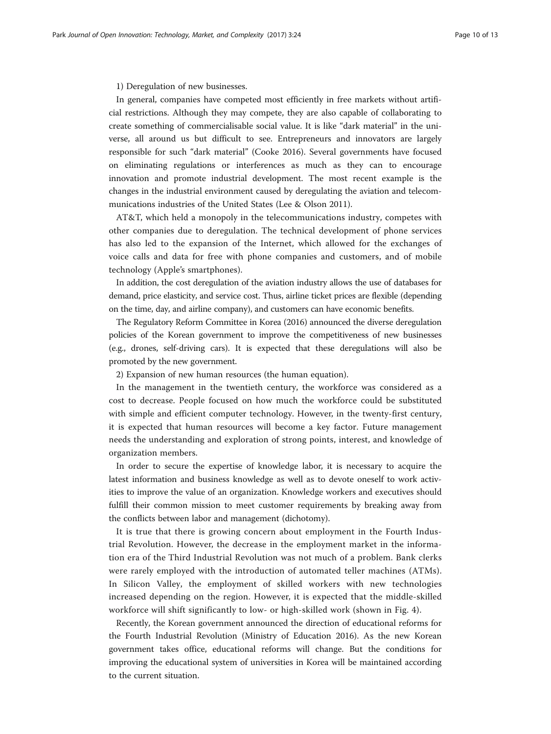1) Deregulation of new businesses.

In general, companies have competed most efficiently in free markets without artificial restrictions. Although they may compete, they are also capable of collaborating to create something of commercialisable social value. It is like "dark material" in the universe, all around us but difficult to see. Entrepreneurs and innovators are largely responsible for such "dark material" (Cooke 2016). Several governments have focused on eliminating regulations or interferences as much as they can to encourage innovation and promote industrial development. The most recent example is the changes in the industrial environment caused by deregulating the aviation and telecommunications industries of the United States (Lee & Olson 2011).

AT&T, which held a monopoly in the telecommunications industry, competes with other companies due to deregulation. The technical development of phone services has also led to the expansion of the Internet, which allowed for the exchanges of voice calls and data for free with phone companies and customers, and of mobile technology (Apple's smartphones).

In addition, the cost deregulation of the aviation industry allows the use of databases for demand, price elasticity, and service cost. Thus, airline ticket prices are flexible (depending on the time, day, and airline company), and customers can have economic benefits.

The Regulatory Reform Committee in Korea (2016) announced the diverse deregulation policies of the Korean government to improve the competitiveness of new businesses (e.g., drones, self-driving cars). It is expected that these deregulations will also be promoted by the new government.

2) Expansion of new human resources (the human equation).

In the management in the twentieth century, the workforce was considered as a cost to decrease. People focused on how much the workforce could be substituted with simple and efficient computer technology. However, in the twenty-first century, it is expected that human resources will become a key factor. Future management needs the understanding and exploration of strong points, interest, and knowledge of organization members.

In order to secure the expertise of knowledge labor, it is necessary to acquire the latest information and business knowledge as well as to devote oneself to work activities to improve the value of an organization. Knowledge workers and executives should fulfill their common mission to meet customer requirements by breaking away from the conflicts between labor and management (dichotomy).

It is true that there is growing concern about employment in the Fourth Industrial Revolution. However, the decrease in the employment market in the information era of the Third Industrial Revolution was not much of a problem. Bank clerks were rarely employed with the introduction of automated teller machines (ATMs). In Silicon Valley, the employment of skilled workers with new technologies increased depending on the region. However, it is expected that the middle-skilled workforce will shift significantly to low- or high-skilled work (shown in Fig. 4).

Recently, the Korean government announced the direction of educational reforms for the Fourth Industrial Revolution (Ministry of Education 2016). As the new Korean government takes office, educational reforms will change. But the conditions for improving the educational system of universities in Korea will be maintained according to the current situation.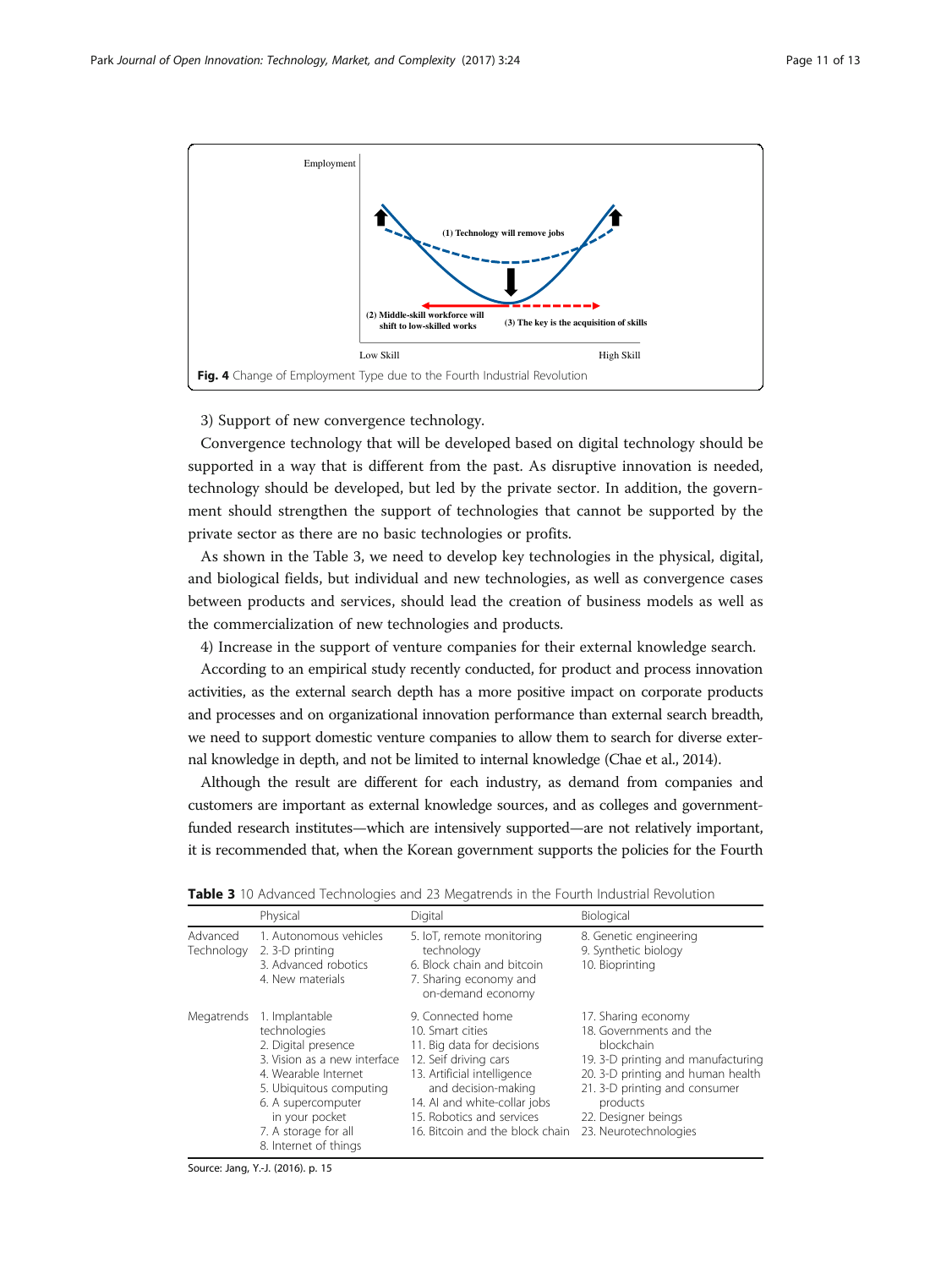Fig. 4 Change of Employment Type due to the Fourth Industrial Revolution

3) Support of new convergence technology.

Convergence technology that will be developed based on digital technology should be supported in a way that is different from the past. As disruptive innovation is needed, technology should be developed, but led by the private sector. In addition, the government should strengthen the support of technologies that cannot be supported by the private sector as there are no basic technologies or profits.

As shown in the Table 3, we need to develop key technologies in the physical, digital, and biological fields, but individual and new technologies, as well as convergence cases between products and services, should lead the creation of business models as well as the commercialization of new technologies and products.

4) Increase in the support of venture companies for their external knowledge search.

According to an empirical study recently conducted, for product and process innovation activities, as the external search depth has a more positive impact on corporate products and processes and on organizational innovation performance than external search breadth, we need to support domestic venture companies to allow them to search for diverse external knowledge in depth, and not be limited to internal knowledge (Chae et al., 2014).

Although the result are different for each industry, as demand from companies and customers are important as external knowledge sources, and as colleges and government-funded research institutes—which are intensively supported—are not relatively important, it is recommended that, when the Korean government supports the policies for the Fourth

**Table 3** 10 Advanced Technologies and 23 Megatrends in the Fourth Industrial Revolution

| | Physical | Digital | Biological |
|---|---|---|---|
| Advanced Technology | 1. Autonomous vehicles<br>2. 3-D printing<br>3. Advanced robotics<br>4. New materials | 5. IoT, remote monitoring technology<br>6. Block chain and bitcoin<br>7. Sharing economy and on-demand economy | 8. Genetic engineering<br>9. Synthetic biology<br>10. Bioprinting |
| Megatrends | 1. Implantable technologies<br>2. Digital presence<br>3. Vision as a new interface<br>4. Wearable Internet<br>5. Ubiquitous computing<br>6. A supercomputer in your pocket<br>7. A storage for all<br>8. Internet of things | 9. Connected home<br>10. Smart cities<br>11. Big data for decisions<br>12. Seif driving cars<br>13. Artificial intelligence and decision-making<br>14. AI and white-collar jobs<br>15. Robotics and services<br>16. Bitcoin and the block chain | 17. Sharing economy<br>18. Governments and the blockchain<br>19. 3-D printing and manufacturing<br>20. 3-D printing and human health<br>21. 3-D printing and consumer products<br>22. Designer beings<br>23. Neurotechnologies |

Source: Jang, Y.-J. (2016). p. 15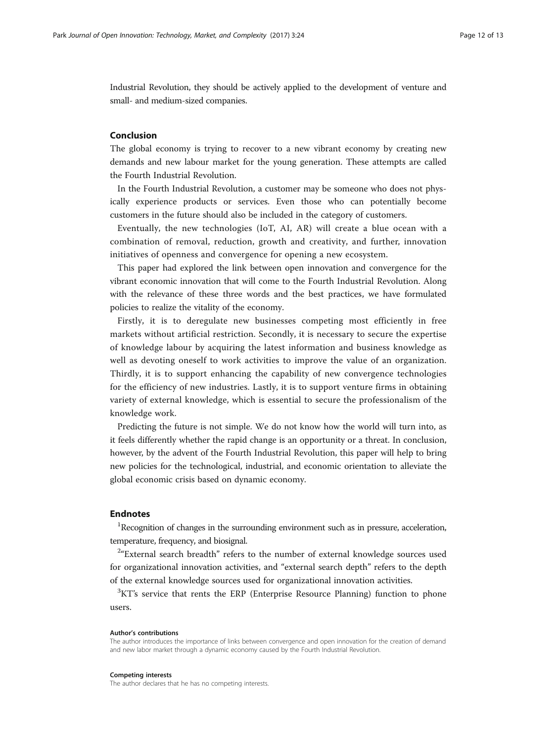Industrial Revolution, they should be actively applied to the development of venture and small- and medium-sized companies.

## Conclusion

The global economy is trying to recover to a new vibrant economy by creating new demands and new labour market for the young generation. These attempts are called the Fourth Industrial Revolution.

In the Fourth Industrial Revolution, a customer may be someone who does not physically experience products or services. Even those who can potentially become customers in the future should also be included in the category of customers.

Eventually, the new technologies (IoT, AI, AR) will create a blue ocean with a combination of removal, reduction, growth and creativity, and further, innovation initiatives of openness and convergence for opening a new ecosystem.

This paper had explored the link between open innovation and convergence for the vibrant economic innovation that will come to the Fourth Industrial Revolution. Along with the relevance of these three words and the best practices, we have formulated policies to realize the vitality of the economy.

Firstly, it is to deregulate new businesses competing most efficiently in free markets without artificial restriction. Secondly, it is necessary to secure the expertise of knowledge labour by acquiring the latest information and business knowledge as well as devoting oneself to work activities to improve the value of an organization. Thirdly, it is to support enhancing the capability of new convergence technologies for the efficiency of new industries. Lastly, it is to support venture firms in obtaining variety of external knowledge, which is essential to secure the professionalism of the knowledge work.

Predicting the future is not simple. We do not know how the world will turn into, as it feels differently whether the rapid change is an opportunity or a threat. In conclusion, however, by the advent of the Fourth Industrial Revolution, this paper will help to bring new policies for the technological, industrial, and economic orientation to alleviate the global economic crisis based on dynamic economy.

## Endnotes

[1]Recognition of changes in the surrounding environment such as in pressure, acceleration, temperature, frequency, and biosignal.

[2]"External search breadth" refers to the number of external knowledge sources used for organizational innovation activities, and "external search depth" refers to the depth of the external knowledge sources used for organizational innovation activities.

[3]KT's service that rents the ERP (Enterprise Resource Planning) function to phone users.

#### Author's contributions

The author introduces the importance of links between convergence and open innovation for the creation of demand and new labor market through a dynamic economy caused by the Fourth Industrial Revolution.

#### Competing interests

The author declares that he has no competing interests.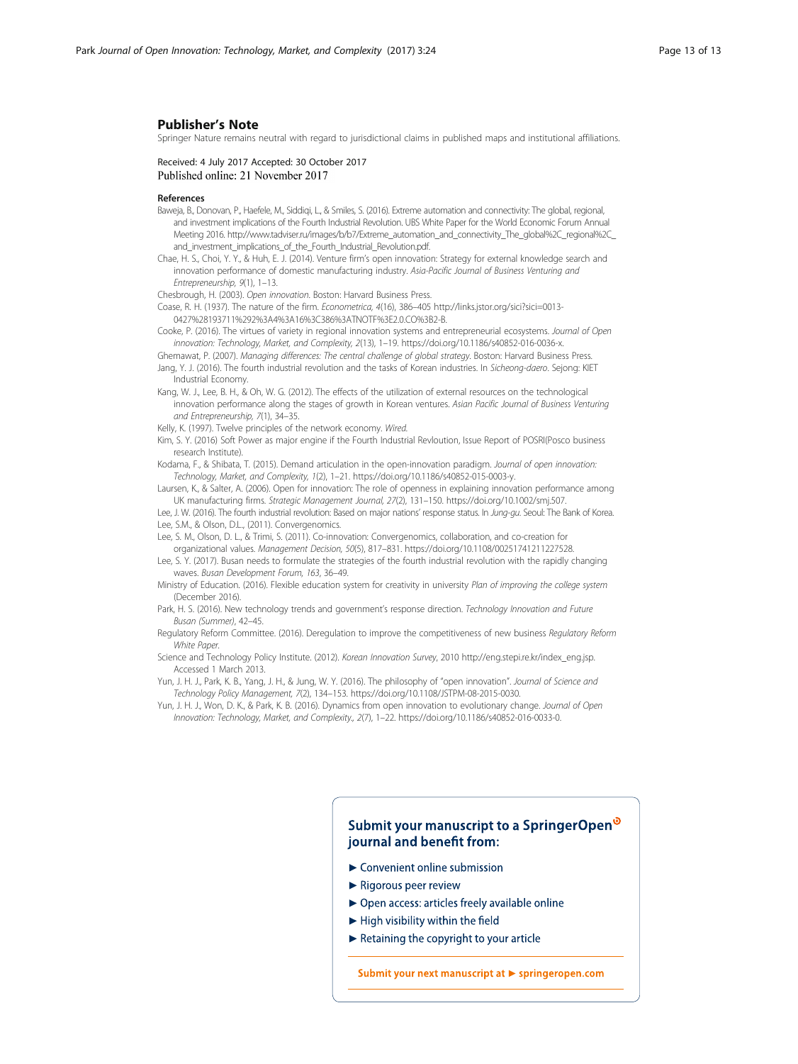## Publisher's Note

Springer Nature remains neutral with regard to jurisdictional claims in published maps and institutional affiliations.

Received: 4 July 2017 Accepted: 30 October 2017
Published online: 21 November 2017

### References

Baweja, B., Donovan, P., Haefele, M., Siddiqi, L., & Smiles, S. (2016). Extreme automation and connectivity: The global, regional, and investment implications of the Fourth Industrial Revolution. UBS White Paper for the World Economic Forum Annual Meeting 2016. http://www.tadviser.ru/images/b/b7/Extreme_automation_and_connectivity_The_global%2C_regional%2C_and_investment_implications_of_the_Fourth_Industrial_Revolution.pdf.

Chae, H. S., Choi, Y. Y., & Huh, E. J. (2014). Venture firm's open innovation: Strategy for external knowledge search and innovation performance of domestic manufacturing industry. *Asia-Pacific Journal of Business Venturing and Entrepreneurship, 9*(1), 1–13.

Chesbrough, H. (2003). *Open innovation*. Boston: Harvard Business Press.

Coase, R. H. (1937). The nature of the firm. *Econometrica, 4*(16), 386–405 http://links.jstor.org/sici?sici=0013-0427%28193711%292%3A4%3A16%3C386%3ATNOTF%3E2.0.CO%3B2-B.

Cooke, P. (2016). The virtues of variety in regional innovation systems and entrepreneurial ecosystems. *Journal of Open innovation: Technology, Market, and Complexity, 2*(13), 1–19. https://doi.org/10.1186/s40852-016-0036-x.

Ghemawat, P. (2007). *Managing differences: The central challenge of global strategy*. Boston: Harvard Business Press.

Jang, Y. J. (2016). The fourth industrial revolution and the tasks of Korean industries. In *Sicheong-daero*. Sejong: KIET Industrial Economy.

Kang, W. J., Lee, B. H., & Oh, W. G. (2012). The effects of the utilization of external resources on the technological innovation performance along the stages of growth in Korean ventures. *Asian Pacific Journal of Business Venturing and Entrepreneurship, 7*(1), 34–35.

Kelly, K. (1997). Twelve principles of the network economy. *Wired*.

Kim, S. Y. (2016) Soft Power as major engine if the Fourth Industrial Revlolution, Issue Report of POSRI(Posco business research Institute).

Kodama, F., & Shibata, T. (2015). Demand articulation in the open-innovation paradigm. *Journal of open innovation: Technology, Market, and Complexity, 1*(2), 1–21. https://doi.org/10.1186/s40852-015-0003-y.

Laursen, K., & Salter, A. (2006). Open for innovation: The role of openness in explaining innovation performance among UK manufacturing firms. *Strategic Management Journal, 27*(2), 131–150. https://doi.org/10.1002/smj.507.

Lee, J. W. (2016). The fourth industrial revolution: Based on major nations' response status. In *Jung-gu*. Seoul: The Bank of Korea.

Lee, S.M., & Olson, D.L., (2011). Convergenomics.

Lee, S. M., Olson, D. L., & Trimi, S. (2011). Co-innovation: Convergenomics, collaboration, and co-creation for organizational values. *Management Decision, 50*(5), 817–831. https://doi.org/10.1108/00251741211227528.

Lee, S. Y. (2017). Busan needs to formulate the strategies of the fourth industrial revolution with the rapidly changing waves. *Busan Development Forum, 163*, 36–49.

Ministry of Education. (2016). Flexible education system for creativity in university *Plan of improving the college system* (December 2016).

Park, H. S. (2016). New technology trends and government's response direction. *Technology Innovation and Future Busan (Summer)*, 42–45.

Regulatory Reform Committee. (2016). Deregulation to improve the competitiveness of new business *Regulatory Reform White Paper*.

Science and Technology Policy Institute. (2012). *Korean Innovation Survey*, 2010 http://eng.stepi.re.kr/index_eng.jsp. Accessed 1 March 2013.

Yun, J. H. J., Park, K. B., Yang, J. H., & Jung, W. Y. (2016). The philosophy of "open innovation". *Journal of Science and Technology Policy Management, 7*(2), 134–153. https://doi.org/10.1108/JSTPM-08-2015-0030.

Yun, J. H. J., Won, D. K., & Park, K. B. (2016). Dynamics from open innovation to evolutionary change. *Journal of Open Innovation: Technology, Market, and Complexity., 2*(7), 1–22. https://doi.org/10.1186/s40852-016-0033-0.

**Submit your manuscript to a SpringerOpen journal and benefit from:**

- ► Convenient online submission
- ► Rigorous peer review
- ► Open access: articles freely available online
- ► High visibility within the field
- ► Retaining the copyright to your article

**Submit your next manuscript at ► springeropen.com**